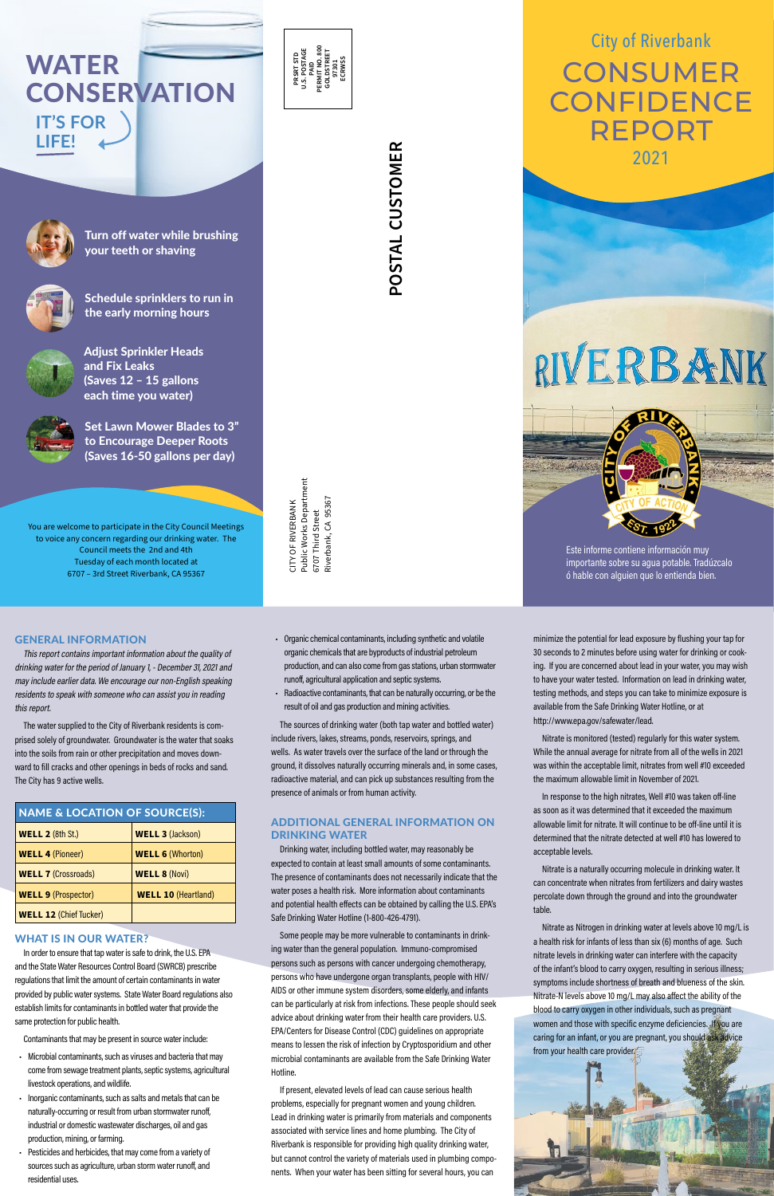# WATER CONSERVATION

## IT'S FOR LIFE!

**Turn off water while brushing your teeth or shaving**

**Schedule sprinklers to run in the early morning hours**

**Adjust Sprinkler Heads and Fix Leaks (Saves 12 – 15 gallons each time you water)**

**Set Lawn Mower Blades to 3" to Encourage Deeper Roots (Saves 16-50 gallons per day)**

You are welcome to participate in the City Council Meetings to voice any concern regarding our drinking water. The Council meets the 2nd and 4th Tuesday of each month located at 6707 – 3rd Street Riverbank, CA 95367

PRSRT STD
U.S. POSTAGE
PAID
PERMIT NO. 800
GOLDSTREET
97301
ECRWSS

**POSTAL CUSTOMER**

CITY OF RIVERBANK
Public Works Department
6707 Third Street
Riverbank, CA 95367

# City of Riverbank CONSUMER CONFIDENCE REPORT 2021

RIVERBANK

CITY OF RIVERBANK — CITY OF ACTION — EST. 1922

Este informe contiene información muy importante sobre su agua potable. Tradúzcalo ó hable con alguien que lo entienda bien.

## GENERAL INFORMATION

*This report contains important information about the quality of drinking water for the period of January 1, - December 31, 2021 and may include earlier data. We encourage our non-English speaking residents to speak with someone who can assist you in reading this report.*

The water supplied to the City of Riverbank residents is comprised solely of groundwater. Groundwater is the water that soaks into the soils from rain or other precipitation and moves downward to fill cracks and other openings in beds of rocks and sand. The City has 9 active wells.

| NAME & LOCATION OF SOURCE(S): | |
|---|---|
| **WELL 2** (8th St.) | **WELL 3** (Jackson) |
| **WELL 4** (Pioneer) | **WELL 6** (Whorton) |
| **WELL 7** (Crossroads) | **WELL 8** (Novi) |
| **WELL 9** (Prospector) | **WELL 10** (Heartland) |
| **WELL 12** (Chief Tucker) | |

## WHAT IS IN OUR WATER?

In order to ensure that tap water is safe to drink, the U.S. EPA and the State Water Resources Control Board (SWRCB) prescribe regulations that limit the amount of certain contaminants in water provided by public water systems. State Water Board regulations also establish limits for contaminants in bottled water that provide the same protection for public health.

Contaminants that may be present in source water include:

- Microbial contaminants, such as viruses and bacteria that may come from sewage treatment plants, septic systems, agricultural livestock operations, and wildlife.
- Inorganic contaminants, such as salts and metals that can be naturally-occurring or result from urban stormwater runoff, industrial or domestic wastewater discharges, oil and gas production, mining, or farming.
- Pesticides and herbicides, that may come from a variety of sources such as agriculture, urban storm water runoff, and residential uses.
- Organic chemical contaminants, including synthetic and volatile organic chemicals that are byproducts of industrial petroleum production, and can also come from gas stations, urban stormwater runoff, agricultural application and septic systems.
- Radioactive contaminants, that can be naturally occurring, or be the result of oil and gas production and mining activities.

The sources of drinking water (both tap water and bottled water) include rivers, lakes, streams, ponds, reservoirs, springs, and wells. As water travels over the surface of the land or through the ground, it dissolves naturally occurring minerals and, in some cases, radioactive material, and can pick up substances resulting from the presence of animals or from human activity.

## ADDITIONAL GENERAL INFORMATION ON DRINKING WATER

Drinking water, including bottled water, may reasonably be expected to contain at least small amounts of some contaminants. The presence of contaminants does not necessarily indicate that the water poses a health risk. More information about contaminants and potential health effects can be obtained by calling the U.S. EPA's Safe Drinking Water Hotline (1-800-426-4791).

Some people may be more vulnerable to contaminants in drinking water than the general population. Immuno-compromised persons such as persons with cancer undergoing chemotherapy, persons who have undergone organ transplants, people with HIV/AIDS or other immune system disorders, some elderly, and infants can be particularly at risk from infections. These people should seek advice about drinking water from their health care providers. U.S. EPA/Centers for Disease Control (CDC) guidelines on appropriate means to lessen the risk of infection by Cryptosporidium and other microbial contaminants are available from the Safe Drinking Water Hotline.

If present, elevated levels of lead can cause serious health problems, especially for pregnant women and young children. Lead in drinking water is primarily from materials and components associated with service lines and home plumbing. The City of Riverbank is responsible for providing high quality drinking water, but cannot control the variety of materials used in plumbing components. When your water has been sitting for several hours, you can minimize the potential for lead exposure by flushing your tap for 30 seconds to 2 minutes before using water for drinking or cooking. If you are concerned about lead in your water, you may wish to have your water tested. Information on lead in drinking water, testing methods, and steps you can take to minimize exposure is available from the Safe Drinking Water Hotline, or at http://www.epa.gov/safewater/lead.

Nitrate is monitored (tested) regularly for this water system. While the annual average for nitrate from all of the wells in 2021 was within the acceptable limit, nitrates from well #10 exceeded the maximum allowable limit in November of 2021.

In response to the high nitrates, Well #10 was taken off-line as soon as it was determined that it exceeded the maximum allowable limit for nitrate. It will continue to be off-line until it is determined that the nitrate detected at well #10 has lowered to acceptable levels.

Nitrate is a naturally occurring molecule in drinking water. It can concentrate when nitrates from fertilizers and dairy wastes percolate down through the ground and into the groundwater table.

Nitrate as Nitrogen in drinking water at levels above 10 mg/L is a health risk for infants of less than six (6) months of age. Such nitrate levels in drinking water can interfere with the capacity of the infant's blood to carry oxygen, resulting in serious illness; symptoms include shortness of breath and blueness of the skin. Nitrate-N levels above 10 mg/L may also affect the ability of the blood to carry oxygen in other individuals, such as pregnant women and those with specific enzyme deficiencies. If you are caring for an infant, or you are pregnant, you should ask advice from your health care provider.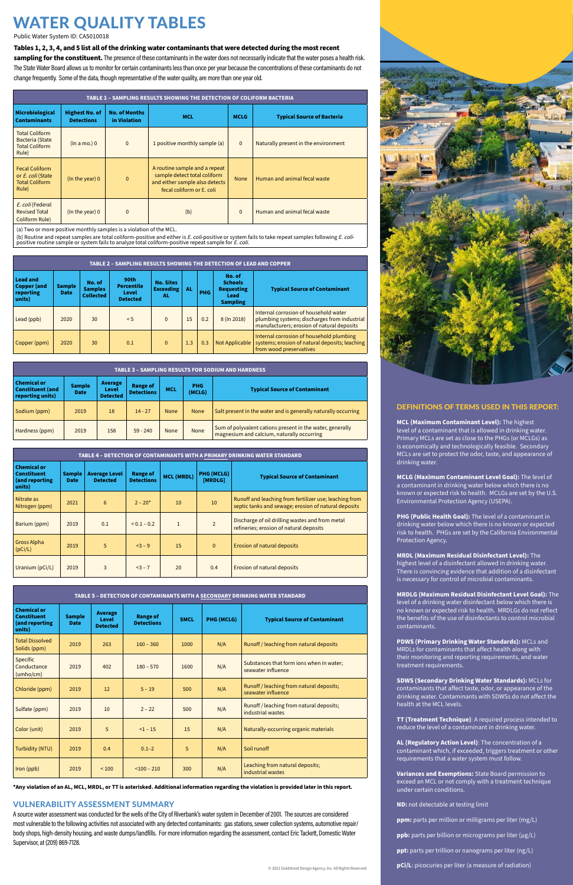# WATER QUALITY TABLES

Public Water System ID: CA5010018

**Tables 1, 2, 3, 4, and 5 list all of the drinking water contaminants that were detected during the most recent sampling for the constituent.** The presence of these contaminants in the water does not necessarily indicate that the water poses a health risk. The State Water Board allows us to monitor for certain contaminants less than once per year because the concentrations of these contaminants do not change frequently. Some of the data, though representative of the water quality, are more than one year old.

| TABLE 1 – SAMPLING RESULTS SHOWING THE DETECTION OF COLIFORM BACTERIA | | | | | |
|---|---|---|---|---|---|
| **Microbiological Contaminants** | **Highest No. of Detections** | **No. of Months in Violation** | **MCL** | **MCLG** | **Typical Source of Bacteria** |
| Total Coliform Bacteria (State Total Coliform Rule) | (In a mo.) 0 | 0 | 1 positive monthly sample (a) | 0 | Naturally present in the environment |
| Fecal Coliform or *E. coli* (State Total Coliform Rule) | (In the year) 0 | 0 | A routine sample and a repeat sample detect total coliform and either sample also detects fecal coliform or E. coli | None | Human and animal fecal waste |
| *E. coli* (Federal Revised Total Coliform Rule) | (In the year) 0 | 0 | (b) | 0 | Human and animal fecal waste |

(a) Two or more positive monthly samples is a violation of the MCL.

(b) Routine and repeat samples are total coliform-positive and either is *E. coli*-positive or system fails to take repeat samples following *E. coli*-positive routine sample or system fails to analyze total coliform-positive repeat sample for *E. coli*.

| TABLE 2 – SAMPLING RESULTS SHOWING THE DETECTION OF LEAD AND COPPER | | | | | | | | |
|---|---|---|---|---|---|---|---|---|
| **Lead and Copper (and reporting units)** | **Sample Date** | **No. of Samples Collected** | **90th Percentile Level Detected** | **No. Sites Exceeding AL** | **AL** | **PHG** | **No. of Schools Requesting Lead Sampling** | **Typical Source of Contaminant** |
| Lead (ppb) | 2020 | 30 | < 5 | 0 | 15 | 0.2 | 8 (In 2018) | Internal corrosion of household water plumbing systems; discharges from industrial manufacturers; erosion of natural deposits |
| Copper (ppm) | 2020 | 30 | 0.1 | 0 | 1.3 | 0.3 | Not Applicable | Internal corrosion of household plumbing systems; erosion of natural deposits; leaching from wood preservatives |

| TABLE 3 – SAMPLING RESULTS FOR SODIUM AND HARDNESS | | | | | | |
|---|---|---|---|---|---|---|
| **Chemical or Constituent (and reporting units)** | **Sample Date** | **Average Level Detected** | **Range of Detections** | **MCL** | **PHG (MCLG)** | **Typical Source of Contaminant** |
| Sodium (ppm) | 2019 | 18 | 14 - 27 | None | None | Salt present in the water and is generally naturally occurring |
| Hardness (ppm) | 2019 | 158 | 59 - 240 | None | None | Sum of polyvalent cations present in the water, generally magnesium and calcium, naturally occurring |

| TABLE 4 – DETECTION OF CONTAMINANTS WITH A PRIMARY DRINKING WATER STANDARD | | | | | | |
|---|---|---|---|---|---|---|
| **Chemical or Constituent (and reporting units)** | **Sample Date** | **Average Level Detected** | **Range of Detections** | **MCL (MRDL)** | **PHG (MCLG) [MRDLG]** | **Typical Source of Contaminant** |
| Nitrate as Nitrogen (ppm) | 2021 | 6 | 2 – 20* | 10 | 10 | Runoff and leaching from fertilizer use; leaching from septic tanks and sewage; erosion of natural deposits |
| Barium (ppm) | 2019 | 0.1 | < 0.1 – 0.2 | 1 | 2 | Discharge of oil drilling wastes and from metal refineries; erosion of natural deposits |
| Gross Alpha (pCi/L) | 2019 | 5 | <3 – 9 | 15 | 0 | Erosion of natural deposits |
| Uranium (pCi/L) | 2019 | 3 | <3 – 7 | 20 | 0.4 | Erosion of natural deposits |

| TABLE 5 – DETECTION OF CONTAMINANTS WITH A SECONDARY DRINKING WATER STANDARD | | | | | | |
|---|---|---|---|---|---|---|
| **Chemical or Constituent (and reporting units)** | **Sample Date** | **Average Level Detected** | **Range of Detections** | **SMCL** | **PHG (MCLG)** | **Typical Source of Contaminant** |
| Total Dissolved Solids (ppm) | 2019 | 263 | 160 – 360 | 1000 | N/A | Runoff / leaching from natural deposits |
| Specific Conductance (umho/cm) | 2019 | 402 | 180 – 570 | 1600 | N/A | Substances that form ions when in water; seawater influence |
| Chloride (ppm) | 2019 | 12 | 5 – 19 | 500 | N/A | Runoff / leaching from natural deposits; seawater influence |
| Sulfate (ppm) | 2019 | 10 | 2 – 22 | 500 | N/A | Runoff / leaching from natural deposits; industrial wastes |
| Color (unit) | 2019 | 5 | <1 – 15 | 15 | N/A | Naturally-occurring organic materials |
| Turbidity (NTU) | 2019 | 0.4 | 0.1–2 | 5 | N/A | Soil runoff |
| Iron (ppb) | 2019 | < 100 | <100 – 210 | 300 | N/A | Leaching from natural deposits; industrial wastes |

**\*Any violation of an AL, MCL, MRDL, or TT is asterisked. Additional information regarding the violation is provided later in this report.**

## VULNERABILITY ASSESSMENT SUMMARY

A source water assessment was conducted for the wells of the City of Riverbank's water system in December of 2001. The sources are considered most vulnerable to the following activities not associated with any detected contaminants: gas stations, sewer collection systems, automotive repair/body shops, high-density housing, and waste dumps/landfills. For more information regarding the assessment, contact Eric Tackett, Domestic Water Supervisor, at (209) 869-7128.

© 2021 Goldstreet Design Agency, Inc. All Rights Reserved

## DEFINITIONS OF TERMS USED IN THIS REPORT:

**MCL (Maximum Contaminant Level):** The highest level of a contaminant that is allowed in drinking water. Primary MCLs are set as close to the PHGs (or MCLGs) as is economically and technologically feasible. Secondary MCLs are set to protect the odor, taste, and appearance of drinking water.

**MCLG (Maximum Contaminant Level Goal):** The level of a contaminant in drinking water below which there is no known or expected risk to health. MCLGs are set by the U.S. Environmental Protection Agency (USEPA).

**PHG (Public Health Goal):** The level of a contaminant in drinking water below which there is no known or expected risk to health. PHGs are set by the California Environmental Protection Agency.

**MRDL (Maximum Residual Disinfectant Level):** The highest level of a disinfectant allowed in drinking water. There is convincing evidence that addition of a disinfectant is necessary for control of microbial contaminants.

**MRDLG (Maximum Residual Disinfectant Level Goal):** The level of a drinking water disinfectant below which there is no known or expected risk to health. MRDLGs do not reflect the benefits of the use of disinfectants to control microbial contaminants.

**PDWS (Primary Drinking Water Standards):** MCLs and MRDLs for contaminants that affect health along with their monitoring and reporting requirements, and water treatment requirements.

**SDWS (Secondary Drinking Water Standards):** MCLs for contaminants that affect taste, odor, or appearance of the drinking water. Contaminants with SDWSs do not affect the health at the MCL levels.

**TT (Treatment Technique)**: A required process intended to reduce the level of a contaminant in drinking water.

**AL (Regulatory Action Level)**: The concentration of a contaminant which, if exceeded, triggers treatment or other requirements that a water system must follow.

**Variances and Exemptions:** State Board permission to exceed an MCL or not comply with a treatment technique under certain conditions.

**ND:** not detectable at testing limit

**ppm:** parts per million or milligrams per liter (mg/L)

**ppb:** parts per billion or micrograms per liter (µg/L)

**ppt:** parts per trillion or nanograms per liter (ng/L)

**pCi/L**: picocuries per liter (a measure of radiation)